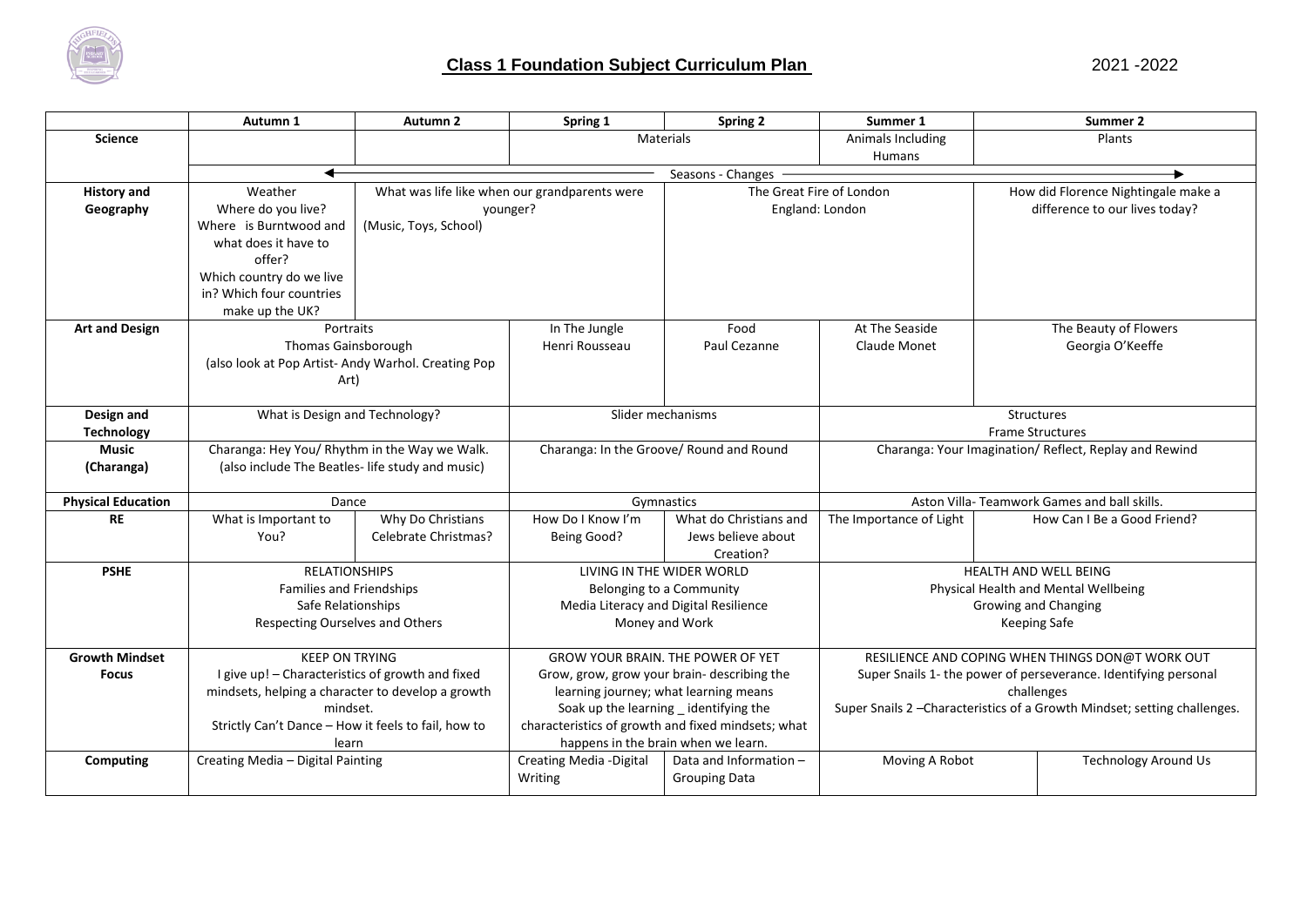# Class 1 Foundation Subject Curriculum Plan

2021 -2022

| | Autumn 1 | Autumn 2 | Spring 1 | Spring 2 | Summer 1 | Summer 2 |
|---|---|---|---|---|---|---|
| **Science** | | | Materials | | Animals Including Humans | Plants |
| | Seasons - Changes | | | | | |
| **History and Geography** | Weather<br>Where do you live?<br>Where is Burntwood and what does it have to offer?<br>Which country do we live in? Which four countries make up the UK? | What was life like when our grandparents were younger?<br>(Music, Toys, School) | | The Great Fire of London<br>England: London | | How did Florence Nightingale make a difference to our lives today? |
| **Art and Design** | Portraits<br>Thomas Gainsborough<br>(also look at Pop Artist- Andy Warhol. Creating Pop Art) | | In The Jungle<br>Henri Rousseau | Food<br>Paul Cezanne | At The Seaside<br>Claude Monet | The Beauty of Flowers<br>Georgia O'Keeffe |
| **Design and Technology** | What is Design and Technology? | | Slider mechanisms | | Structures<br>Frame Structures | |
| **Music (Charanga)** | Charanga: Hey You/ Rhythm in the Way we Walk.<br>(also include The Beatles- life study and music) | | Charanga: In the Groove/ Round and Round | | Charanga: Your Imagination/ Reflect, Replay and Rewind | |
| **Physical Education** | Dance | | Gymnastics | | Aston Villa- Teamwork Games and ball skills. | |
| **RE** | What is Important to You? | Why Do Christians Celebrate Christmas? | How Do I Know I'm Being Good? | What do Christians and Jews believe about Creation? | The Importance of Light | How Can I Be a Good Friend? |
| **PSHE** | RELATIONSHIPS<br>Families and Friendships<br>Safe Relationships<br>Respecting Ourselves and Others | | LIVING IN THE WIDER WORLD<br>Belonging to a Community<br>Media Literacy and Digital Resilience<br>Money and Work | | HEALTH AND WELL BEING<br>Physical Health and Mental Wellbeing<br>Growing and Changing<br>Keeping Safe | |
| **Growth Mindset Focus** | KEEP ON TRYING<br>I give up! – Characteristics of growth and fixed mindsets, helping a character to develop a growth mindset.<br>Strictly Can't Dance – How it feels to fail, how to learn | | GROW YOUR BRAIN. THE POWER OF YET<br>Grow, grow, grow your brain- describing the learning journey; what learning means<br>Soak up the learning _ identifying the characteristics of growth and fixed mindsets; what happens in the brain when we learn. | | RESILIENCE AND COPING WHEN THINGS DON@T WORK OUT<br>Super Snails 1- the power of perseverance. Identifying personal challenges<br>Super Snails 2 –Characteristics of a Growth Mindset; setting challenges. | |
| **Computing** | Creating Media – Digital Painting | | Creating Media -Digital Writing | Data and Information – Grouping Data | Moving A Robot | Technology Around Us |